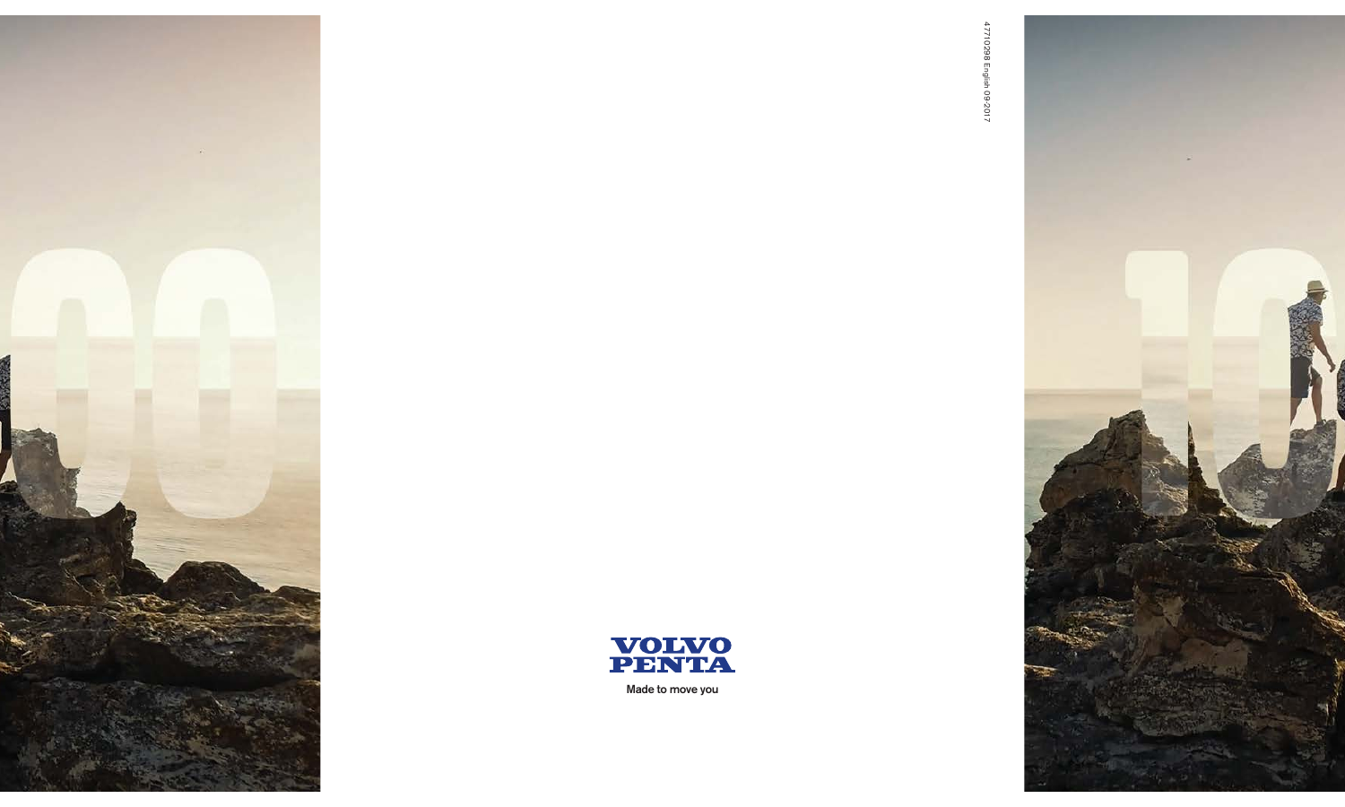VOLVO PENTA

Made to move you

47710298 English 09-2017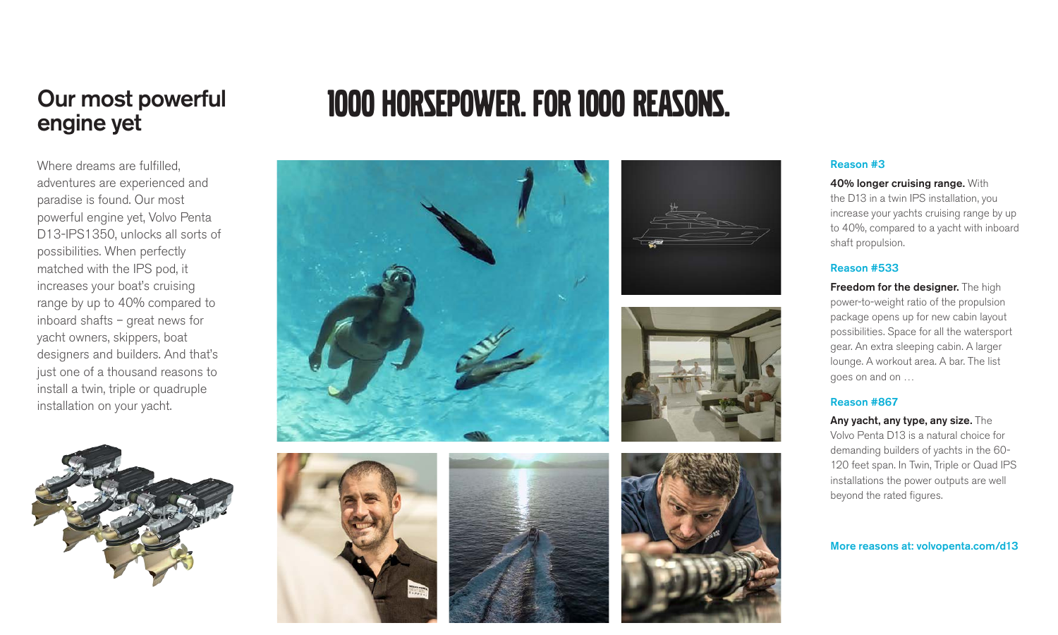# 1000 HORSEPOWER. FOR 1000 REASONS.

## Our most powerful engine yet

Where dreams are fulfilled, adventures are experienced and paradise is found. Our most powerful engine yet, Volvo Penta D13-IPS1350, unlocks all sorts of possibilities. When perfectly matched with the IPS pod, it increases your boat's cruising range by up to 40% compared to inboard shafts – great news for yacht owners, skippers, boat designers and builders. And that's just one of a thousand reasons to install a twin, triple or quadruple installation on your yacht.

### Reason #3

**40% longer cruising range.** With the D13 in a twin IPS installation, you increase your yachts cruising range by up to 40%, compared to a yacht with inboard shaft propulsion.

### Reason #533

**Freedom for the designer.** The high power-to-weight ratio of the propulsion package opens up for new cabin layout possibilities. Space for all the watersport gear. An extra sleeping cabin. A larger lounge. A workout area. A bar. The list goes on and on …

### Reason #867

**Any yacht, any type, any size.** The Volvo Penta D13 is a natural choice for demanding builders of yachts in the 60-120 feet span. In Twin, Triple or Quad IPS installations the power outputs are well beyond the rated figures.

**More reasons at: volvopenta.com/d13**